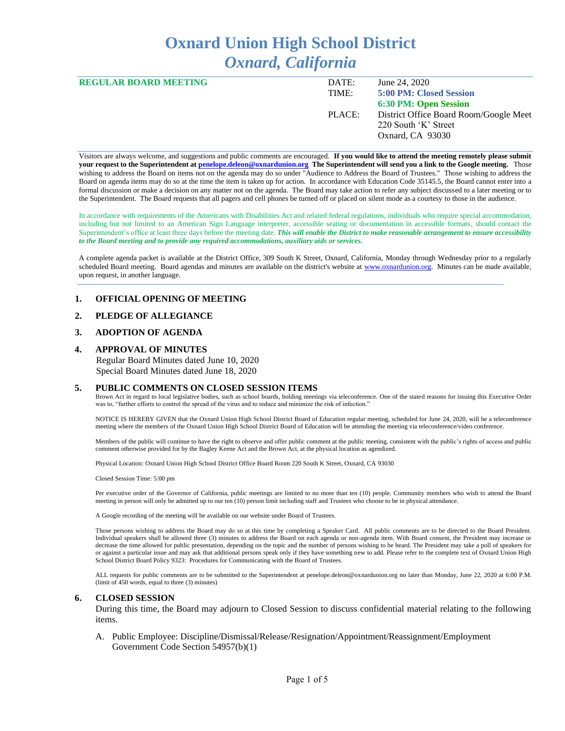# Oxnard Union High School District
## *Oxnard, California*

| **REGULAR BOARD MEETING** | DATE: | June 24, 2020 |
|---|---|---|
| | TIME: | **5:00 PM: Closed Session** |
| | | **6:30 PM: Open Session** |
| | PLACE: | District Office Board Room/Google Meet |
| | | 220 South 'K' Street |
| | | Oxnard, CA 93030 |

Visitors are always welcome, and suggestions and public comments are encouraged. **If you would like to attend the meeting remotely please submit your request to the Superintendent at penelope.deleon@oxnardunion.org The Superintendent will send you a link to the Google meeting.** Those wishing to address the Board on items not on the agenda may do so under "Audience to Address the Board of Trustees." Those wishing to address the Board on agenda items may do so at the time the item is taken up for action. In accordance with Education Code 35145.5, the Board cannot enter into a formal discussion or make a decision on any matter not on the agenda. The Board may take action to refer any subject discussed to a later meeting or to the Superintendent. The Board requests that all pagers and cell phones be turned off or placed on silent mode as a courtesy to those in the audience.

In accordance with requirements of the Americans with Disabilities Act and related federal regulations, individuals who require special accommodation, including but not limited to an American Sign Language interpreter, accessible seating or documentation in accessible formats, should contact the Superintendent's office at least three days before the meeting date. ***This will enable the District to make reasonable arrangement to ensure accessibility to the Board meeting and to provide any required accommodations, auxiliary aids or services.***

A complete agenda packet is available at the District Office, 309 South K Street, Oxnard, California, Monday through Wednesday prior to a regularly scheduled Board meeting. Board agendas and minutes are available on the district's website at www.oxnardunion.org. Minutes can be made available, upon request, in another language.

## 1. OFFICIAL OPENING OF MEETING

## 2. PLEDGE OF ALLEGIANCE

## 3. ADOPTION OF AGENDA

## 4. APPROVAL OF MINUTES

Regular Board Minutes dated June 10, 2020
Special Board Minutes dated June 18, 2020

## 5. PUBLIC COMMENTS ON CLOSED SESSION ITEMS

Brown Act in regard to local legislative bodies, such as school boards, holding meetings via teleconference. One of the stated reasons for issuing this Executive Order was to, "further efforts to control the spread of the virus and to reduce and minimize the risk of infection."

NOTICE IS HEREBY GIVEN that the Oxnard Union High School District Board of Education regular meeting, scheduled for June 24, 2020, will be a teleconference meeting where the members of the Oxnard Union High School District Board of Education will be attending the meeting via teleconference/video conference.

Members of the public will continue to have the right to observe and offer public comment at the public meeting, consistent with the public's rights of access and public comment otherwise provided for by the Bagley Keene Act and the Brown Act, at the physical location as agendized.

Physical Location: Oxnard Union High School District Office Board Room 220 South K Street, Oxnard, CA 93030

Closed Session Time: 5:00 pm

Per executive order of the Governor of California, public meetings are limited to no more than ten (10) people. Community members who wish to attend the Board meeting in person will only be admitted up to our ten (10) person limit including staff and Trustees who choose to be in physical attendance.

A Google recording of the meeting will be available on our website under Board of Trustees.

Those persons wishing to address the Board may do so at this time by completing a Speaker Card. All public comments are to be directed to the Board President. Individual speakers shall be allowed three (3) minutes to address the Board on each agenda or non-agenda item. With Board consent, the President may increase or decrease the time allowed for public presentation, depending on the topic and the number of persons wishing to be heard. The President may take a poll of speakers for or against a particular issue and may ask that additional persons speak only if they have something new to add. Please refer to the complete text of Oxnard Union High School District Board Policy 9323: Procedures for Communicating with the Board of Trustees.

ALL requests for public comments are to be submitted to the Superintendent at penelope.deleon@oxnardunion.org no later than Monday, June 22, 2020 at 6:00 P.M. (limit of 450 words, equal to three (3) minutes)

## 6. CLOSED SESSION

During this time, the Board may adjourn to Closed Session to discuss confidential material relating to the following items.

A. Public Employee: Discipline/Dismissal/Release/Resignation/Appointment/Reassignment/Employment Government Code Section 54957(b)(1)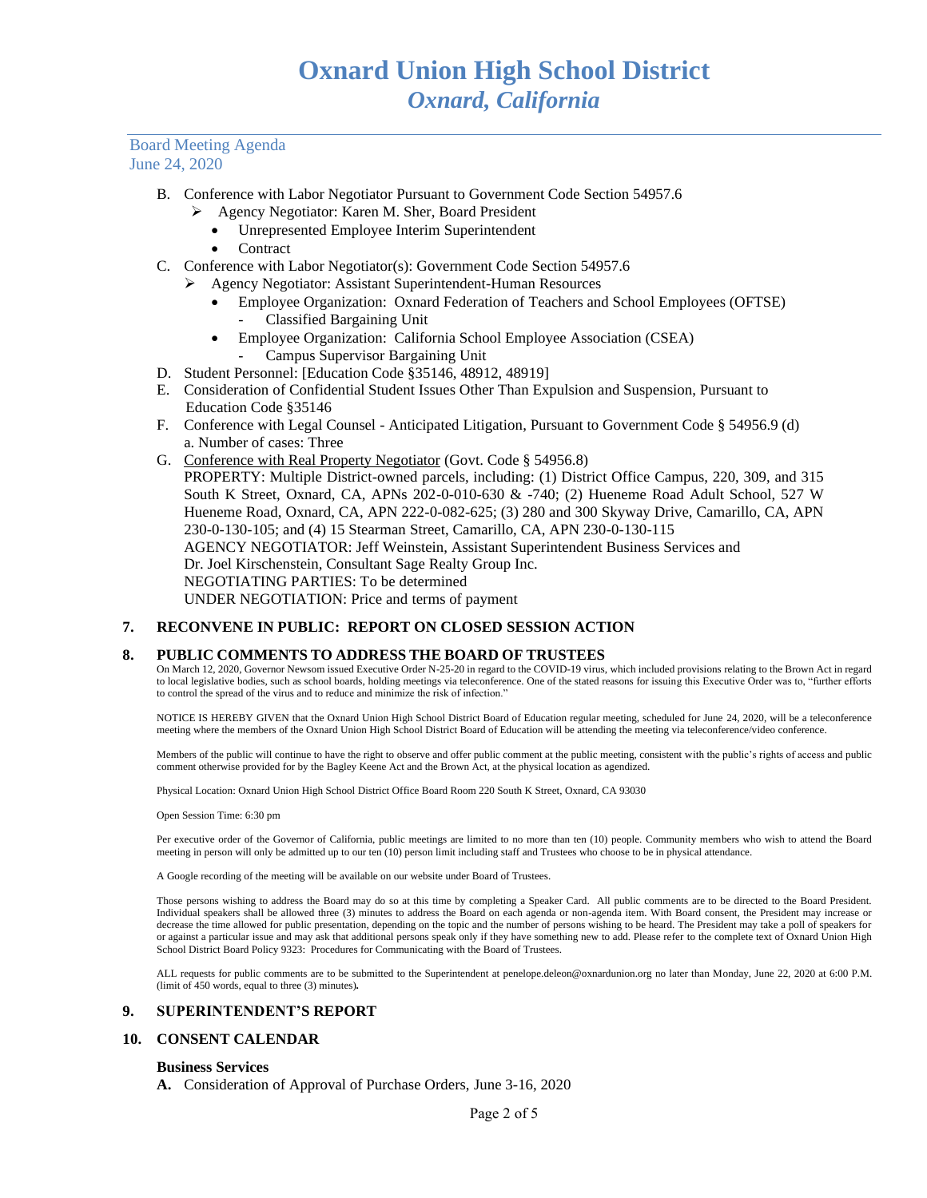B. Conference with Labor Negotiator Pursuant to Government Code Section 54957.6
   - Agency Negotiator: Karen M. Sher, Board President
     - Unrepresented Employee Interim Superintendent
     - Contract

C. Conference with Labor Negotiator(s): Government Code Section 54957.6
   - Agency Negotiator: Assistant Superintendent-Human Resources
     - Employee Organization: Oxnard Federation of Teachers and School Employees (OFTSE)
       - Classified Bargaining Unit
     - Employee Organization: California School Employee Association (CSEA)
       - Campus Supervisor Bargaining Unit

D. Student Personnel: [Education Code §35146, 48912, 48919]

E. Consideration of Confidential Student Issues Other Than Expulsion and Suspension, Pursuant to Education Code §35146

F. Conference with Legal Counsel - Anticipated Litigation, Pursuant to Government Code § 54956.9 (d)
   a. Number of cases: Three

G. Conference with Real Property Negotiator (Govt. Code § 54956.8)
   PROPERTY: Multiple District-owned parcels, including: (1) District Office Campus, 220, 309, and 315 South K Street, Oxnard, CA, APNs 202-0-010-630 & -740; (2) Hueneme Road Adult School, 527 W Hueneme Road, Oxnard, CA, APN 222-0-082-625; (3) 280 and 300 Skyway Drive, Camarillo, CA, APN 230-0-130-105; and (4) 15 Stearman Street, Camarillo, CA, APN 230-0-130-115
   AGENCY NEGOTIATOR: Jeff Weinstein, Assistant Superintendent Business Services and Dr. Joel Kirschenstein, Consultant Sage Realty Group Inc.
   NEGOTIATING PARTIES: To be determined
   UNDER NEGOTIATION: Price and terms of payment

## 7. RECONVENE IN PUBLIC: REPORT ON CLOSED SESSION ACTION

## 8. PUBLIC COMMENTS TO ADDRESS THE BOARD OF TRUSTEES

On March 12, 2020, Governor Newsom issued Executive Order N-25-20 in regard to the COVID-19 virus, which included provisions relating to the Brown Act in regard to local legislative bodies, such as school boards, holding meetings via teleconference. One of the stated reasons for issuing this Executive Order was to, "further efforts to control the spread of the virus and to reduce and minimize the risk of infection."

NOTICE IS HEREBY GIVEN that the Oxnard Union High School District Board of Education regular meeting, scheduled for June 24, 2020, will be a teleconference meeting where the members of the Oxnard Union High School District Board of Education will be attending the meeting via teleconference/video conference.

Members of the public will continue to have the right to observe and offer public comment at the public meeting, consistent with the public's rights of access and public comment otherwise provided for by the Bagley Keene Act and the Brown Act, at the physical location as agendized.

Physical Location: Oxnard Union High School District Office Board Room 220 South K Street, Oxnard, CA 93030

Open Session Time: 6:30 pm

Per executive order of the Governor of California, public meetings are limited to no more than ten (10) people. Community members who wish to attend the Board meeting in person will only be admitted up to our ten (10) person limit including staff and Trustees who choose to be in physical attendance.

A Google recording of the meeting will be available on our website under Board of Trustees.

Those persons wishing to address the Board may do so at this time by completing a Speaker Card. All public comments are to be directed to the Board President. Individual speakers shall be allowed three (3) minutes to address the Board on each agenda or non-agenda item. With Board consent, the President may increase or decrease the time allowed for public presentation, depending on the topic and the number of persons wishing to be heard. The President may take a poll of speakers for or against a particular issue and may ask that additional persons speak only if they have something new to add. Please refer to the complete text of Oxnard Union High School District Board Policy 9323: Procedures for Communicating with the Board of Trustees.

ALL requests for public comments are to be submitted to the Superintendent at penelope.deleon@oxnardunion.org no later than Monday, June 22, 2020 at 6:00 P.M. (limit of 450 words, equal to three (3) minutes).

## 9. SUPERINTENDENT'S REPORT

## 10. CONSENT CALENDAR

**Business Services**

**A.** Consideration of Approval of Purchase Orders, June 3-16, 2020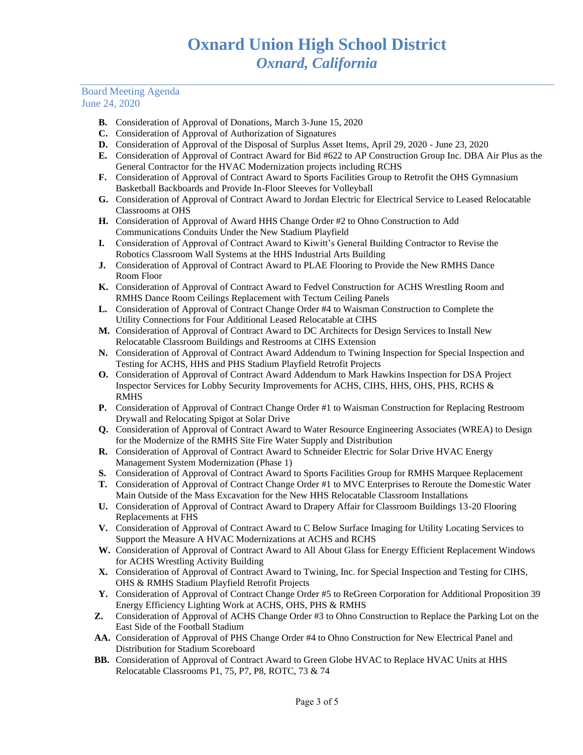# Oxnard Union High School District
## *Oxnard, California*

Board Meeting Agenda
June 24, 2020

- **B.** Consideration of Approval of Donations, March 3-June 15, 2020
- **C.** Consideration of Approval of Authorization of Signatures
- **D.** Consideration of Approval of the Disposal of Surplus Asset Items, April 29, 2020 - June 23, 2020
- **E.** Consideration of Approval of Contract Award for Bid #622 to AP Construction Group Inc. DBA Air Plus as the General Contractor for the HVAC Modernization projects including RCHS
- **F.** Consideration of Approval of Contract Award to Sports Facilities Group to Retrofit the OHS Gymnasium Basketball Backboards and Provide In-Floor Sleeves for Volleyball
- **G.** Consideration of Approval of Contract Award to Jordan Electric for Electrical Service to Leased Relocatable Classrooms at OHS
- **H.** Consideration of Approval of Award HHS Change Order #2 to Ohno Construction to Add Communications Conduits Under the New Stadium Playfield
- **I.** Consideration of Approval of Contract Award to Kiwitt's General Building Contractor to Revise the Robotics Classroom Wall Systems at the HHS Industrial Arts Building
- **J.** Consideration of Approval of Contract Award to PLAE Flooring to Provide the New RMHS Dance Room Floor
- **K.** Consideration of Approval of Contract Award to Fedvel Construction for ACHS Wrestling Room and RMHS Dance Room Ceilings Replacement with Tectum Ceiling Panels
- **L.** Consideration of Approval of Contract Change Order #4 to Waisman Construction to Complete the Utility Connections for Four Additional Leased Relocatable at CIHS
- **M.** Consideration of Approval of Contract Award to DC Architects for Design Services to Install New Relocatable Classroom Buildings and Restrooms at CIHS Extension
- **N.** Consideration of Approval of Contract Award Addendum to Twining Inspection for Special Inspection and Testing for ACHS, HHS and PHS Stadium Playfield Retrofit Projects
- **O.** Consideration of Approval of Contract Award Addendum to Mark Hawkins Inspection for DSA Project Inspector Services for Lobby Security Improvements for ACHS, CIHS, HHS, OHS, PHS, RCHS & RMHS
- **P.** Consideration of Approval of Contract Change Order #1 to Waisman Construction for Replacing Restroom Drywall and Relocating Spigot at Solar Drive
- **Q.** Consideration of Approval of Contract Award to Water Resource Engineering Associates (WREA) to Design for the Modernize of the RMHS Site Fire Water Supply and Distribution
- **R.** Consideration of Approval of Contract Award to Schneider Electric for Solar Drive HVAC Energy Management System Modernization (Phase 1)
- **S.** Consideration of Approval of Contract Award to Sports Facilities Group for RMHS Marquee Replacement
- **T.** Consideration of Approval of Contract Change Order #1 to MVC Enterprises to Reroute the Domestic Water Main Outside of the Mass Excavation for the New HHS Relocatable Classroom Installations
- **U.** Consideration of Approval of Contract Award to Drapery Affair for Classroom Buildings 13-20 Flooring Replacements at FHS
- **V.** Consideration of Approval of Contract Award to C Below Surface Imaging for Utility Locating Services to Support the Measure A HVAC Modernizations at ACHS and RCHS
- **W.** Consideration of Approval of Contract Award to All About Glass for Energy Efficient Replacement Windows for ACHS Wrestling Activity Building
- **X.** Consideration of Approval of Contract Award to Twining, Inc. for Special Inspection and Testing for CIHS, OHS & RMHS Stadium Playfield Retrofit Projects
- **Y.** Consideration of Approval of Contract Change Order #5 to ReGreen Corporation for Additional Proposition 39 Energy Efficiency Lighting Work at ACHS, OHS, PHS & RMHS
- **Z.** Consideration of Approval of ACHS Change Order #3 to Ohno Construction to Replace the Parking Lot on the East Side of the Football Stadium
- **AA.** Consideration of Approval of PHS Change Order #4 to Ohno Construction for New Electrical Panel and Distribution for Stadium Scoreboard
- **BB.** Consideration of Approval of Contract Award to Green Globe HVAC to Replace HVAC Units at HHS Relocatable Classrooms P1, 75, P7, P8, ROTC, 73 & 74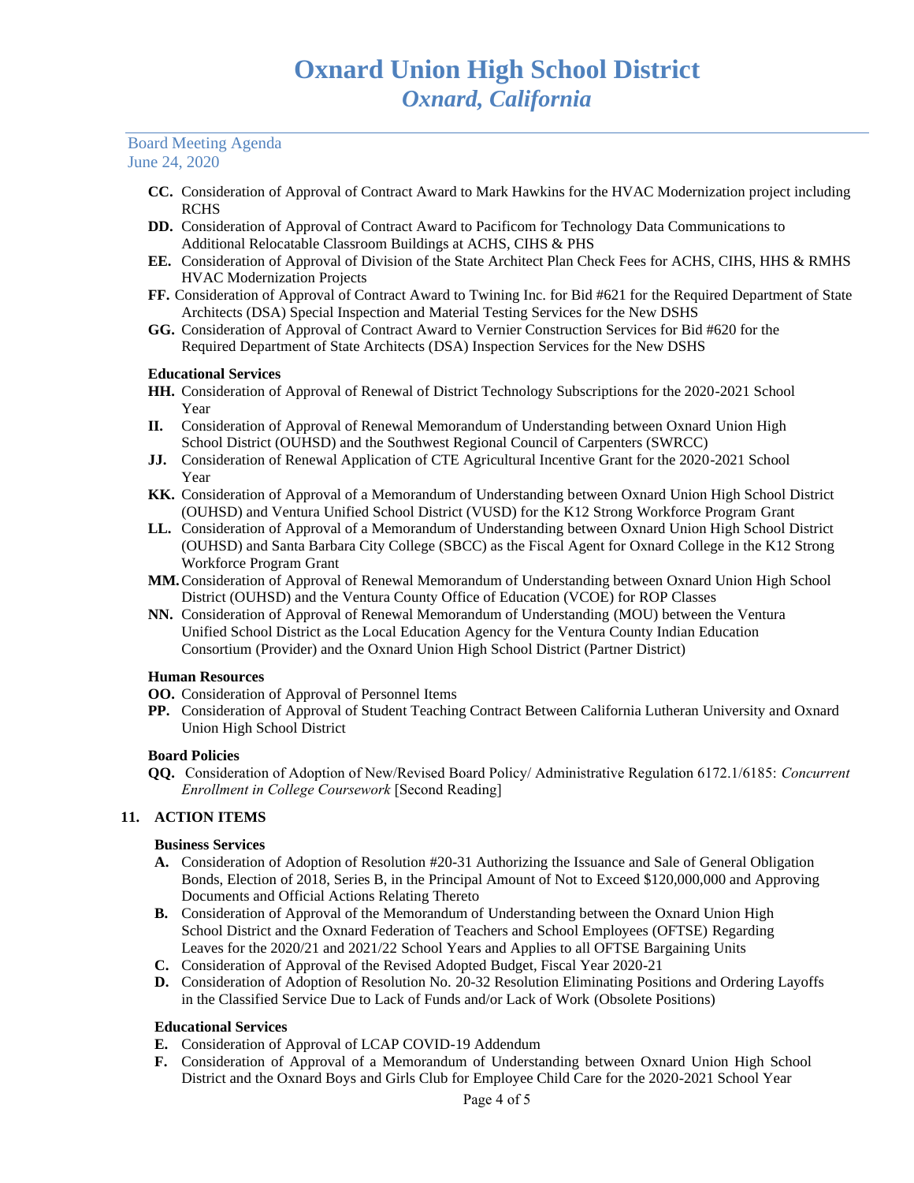- **CC.** Consideration of Approval of Contract Award to Mark Hawkins for the HVAC Modernization project including RCHS
- **DD.** Consideration of Approval of Contract Award to Pacificom for Technology Data Communications to Additional Relocatable Classroom Buildings at ACHS, CIHS & PHS
- **EE.** Consideration of Approval of Division of the State Architect Plan Check Fees for ACHS, CIHS, HHS & RMHS HVAC Modernization Projects
- **FF.** Consideration of Approval of Contract Award to Twining Inc. for Bid #621 for the Required Department of State Architects (DSA) Special Inspection and Material Testing Services for the New DSHS
- **GG.** Consideration of Approval of Contract Award to Vernier Construction Services for Bid #620 for the Required Department of State Architects (DSA) Inspection Services for the New DSHS

**Educational Services**

- **HH.** Consideration of Approval of Renewal of District Technology Subscriptions for the 2020-2021 School Year
- **II.** Consideration of Approval of Renewal Memorandum of Understanding between Oxnard Union High School District (OUHSD) and the Southwest Regional Council of Carpenters (SWRCC)
- **JJ.** Consideration of Renewal Application of CTE Agricultural Incentive Grant for the 2020-2021 School Year
- **KK.** Consideration of Approval of a Memorandum of Understanding between Oxnard Union High School District (OUHSD) and Ventura Unified School District (VUSD) for the K12 Strong Workforce Program Grant
- **LL.** Consideration of Approval of a Memorandum of Understanding between Oxnard Union High School District (OUHSD) and Santa Barbara City College (SBCC) as the Fiscal Agent for Oxnard College in the K12 Strong Workforce Program Grant
- **MM.** Consideration of Approval of Renewal Memorandum of Understanding between Oxnard Union High School District (OUHSD) and the Ventura County Office of Education (VCOE) for ROP Classes
- **NN.** Consideration of Approval of Renewal Memorandum of Understanding (MOU) between the Ventura Unified School District as the Local Education Agency for the Ventura County Indian Education Consortium (Provider) and the Oxnard Union High School District (Partner District)

**Human Resources**

- **OO.** Consideration of Approval of Personnel Items
- **PP.** Consideration of Approval of Student Teaching Contract Between California Lutheran University and Oxnard Union High School District

**Board Policies**

- **QQ.** Consideration of Adoption of New/Revised Board Policy/ Administrative Regulation 6172.1/6185: *Concurrent Enrollment in College Coursework* [Second Reading]

## 11. ACTION ITEMS

**Business Services**

- **A.** Consideration of Adoption of Resolution #20-31 Authorizing the Issuance and Sale of General Obligation Bonds, Election of 2018, Series B, in the Principal Amount of Not to Exceed $120,000,000 and Approving Documents and Official Actions Relating Thereto
- **B.** Consideration of Approval of the Memorandum of Understanding between the Oxnard Union High School District and the Oxnard Federation of Teachers and School Employees (OFTSE) Regarding Leaves for the 2020/21 and 2021/22 School Years and Applies to all OFTSE Bargaining Units
- **C.** Consideration of Approval of the Revised Adopted Budget, Fiscal Year 2020-21
- **D.** Consideration of Adoption of Resolution No. 20-32 Resolution Eliminating Positions and Ordering Layoffs in the Classified Service Due to Lack of Funds and/or Lack of Work (Obsolete Positions)

**Educational Services**

- **E.** Consideration of Approval of LCAP COVID-19 Addendum
- **F.** Consideration of Approval of a Memorandum of Understanding between Oxnard Union High School District and the Oxnard Boys and Girls Club for Employee Child Care for the 2020-2021 School Year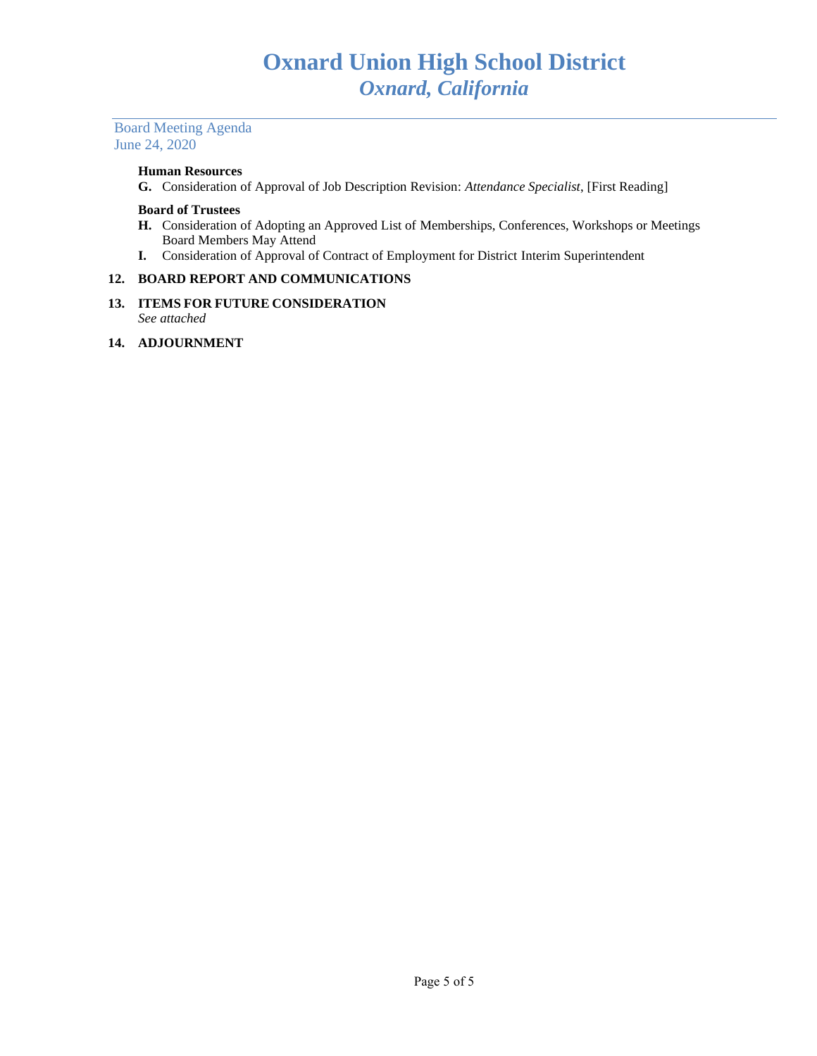**Human Resources**

**G.** Consideration of Approval of Job Description Revision: *Attendance Specialist*, [First Reading]

**Board of Trustees**

**H.** Consideration of Adopting an Approved List of Memberships, Conferences, Workshops or Meetings Board Members May Attend

**I.** Consideration of Approval of Contract of Employment for District Interim Superintendent

**12. BOARD REPORT AND COMMUNICATIONS**

**13. ITEMS FOR FUTURE CONSIDERATION**

*See attached*

**14. ADJOURNMENT**